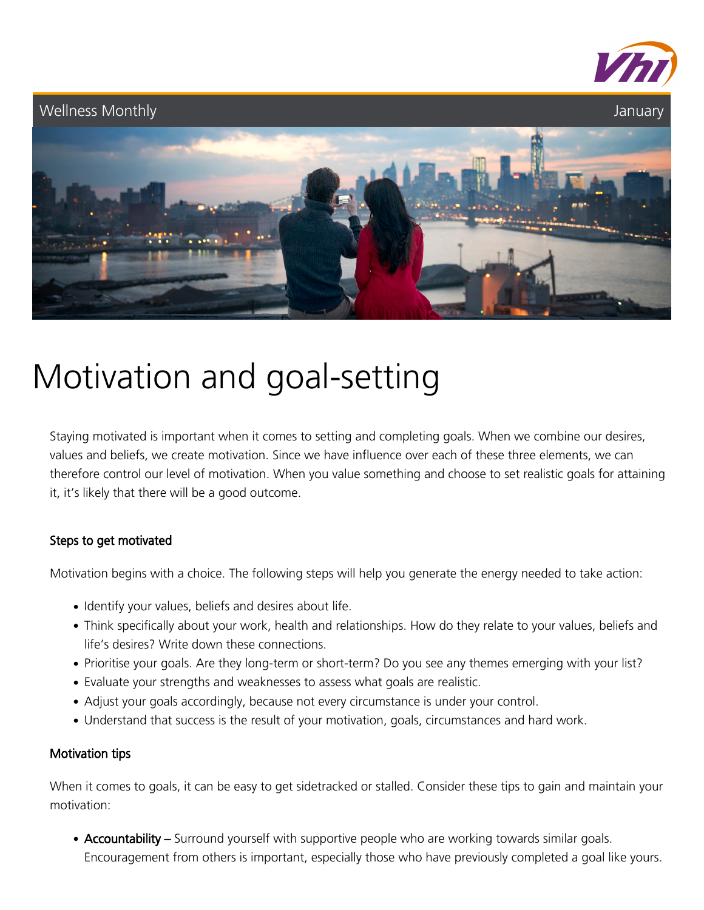Wellness Monthly

January

# Motivation and goal-setting

Staying motivated is important when it comes to setting and completing goals. When we combine our desires, values and beliefs, we create motivation. Since we have influence over each of these three elements, we can therefore control our level of motivation. When you value something and choose to set realistic goals for attaining it, it's likely that there will be a good outcome.

### Steps to get motivated

Motivation begins with a choice. The following steps will help you generate the energy needed to take action:

- Identify your values, beliefs and desires about life.
- Think specifically about your work, health and relationships. How do they relate to your values, beliefs and life's desires? Write down these connections.
- Prioritise your goals. Are they long-term or short-term? Do you see any themes emerging with your list?
- Evaluate your strengths and weaknesses to assess what goals are realistic.
- Adjust your goals accordingly, because not every circumstance is under your control.
- Understand that success is the result of your motivation, goals, circumstances and hard work.

### Motivation tips

When it comes to goals, it can be easy to get sidetracked or stalled. Consider these tips to gain and maintain your motivation:

- **Accountability** – Surround yourself with supportive people who are working towards similar goals. Encouragement from others is important, especially those who have previously completed a goal like yours.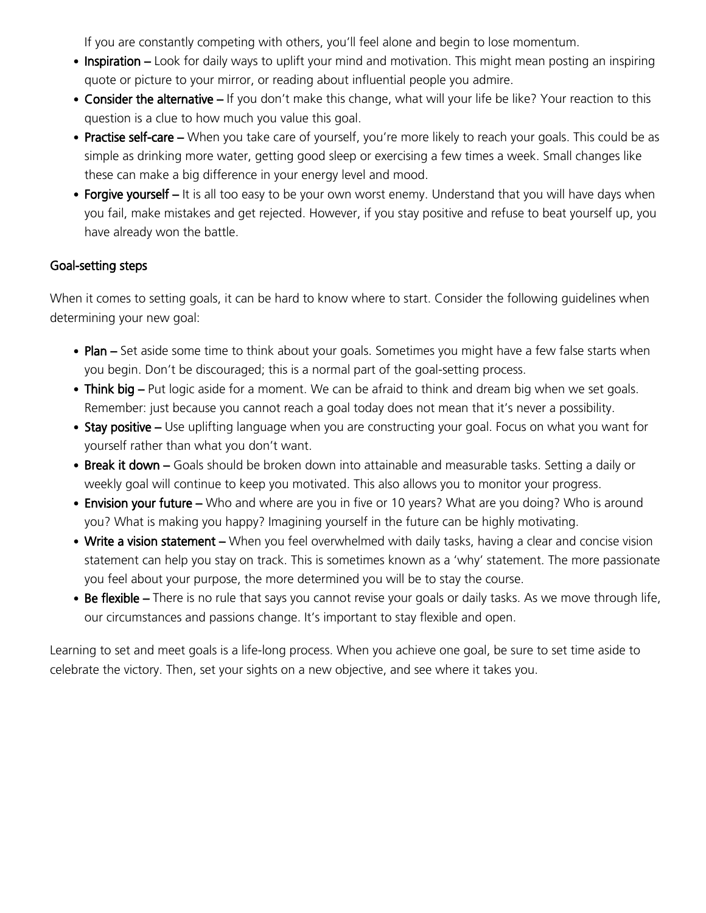If you are constantly competing with others, you'll feel alone and begin to lose momentum.

- **Inspiration –** Look for daily ways to uplift your mind and motivation. This might mean posting an inspiring quote or picture to your mirror, or reading about influential people you admire.
- **Consider the alternative –** If you don't make this change, what will your life be like? Your reaction to this question is a clue to how much you value this goal.
- **Practise self-care –** When you take care of yourself, you're more likely to reach your goals. This could be as simple as drinking more water, getting good sleep or exercising a few times a week. Small changes like these can make a big difference in your energy level and mood.
- **Forgive yourself –** It is all too easy to be your own worst enemy. Understand that you will have days when you fail, make mistakes and get rejected. However, if you stay positive and refuse to beat yourself up, you have already won the battle.

## Goal-setting steps

When it comes to setting goals, it can be hard to know where to start. Consider the following guidelines when determining your new goal:

- **Plan –** Set aside some time to think about your goals. Sometimes you might have a few false starts when you begin. Don't be discouraged; this is a normal part of the goal-setting process.
- **Think big –** Put logic aside for a moment. We can be afraid to think and dream big when we set goals. Remember: just because you cannot reach a goal today does not mean that it's never a possibility.
- **Stay positive –** Use uplifting language when you are constructing your goal. Focus on what you want for yourself rather than what you don't want.
- **Break it down –** Goals should be broken down into attainable and measurable tasks. Setting a daily or weekly goal will continue to keep you motivated. This also allows you to monitor your progress.
- **Envision your future –** Who and where are you in five or 10 years? What are you doing? Who is around you? What is making you happy? Imagining yourself in the future can be highly motivating.
- **Write a vision statement –** When you feel overwhelmed with daily tasks, having a clear and concise vision statement can help you stay on track. This is sometimes known as a 'why' statement. The more passionate you feel about your purpose, the more determined you will be to stay the course.
- **Be flexible –** There is no rule that says you cannot revise your goals or daily tasks. As we move through life, our circumstances and passions change. It's important to stay flexible and open.

Learning to set and meet goals is a life-long process. When you achieve one goal, be sure to set time aside to celebrate the victory. Then, set your sights on a new objective, and see where it takes you.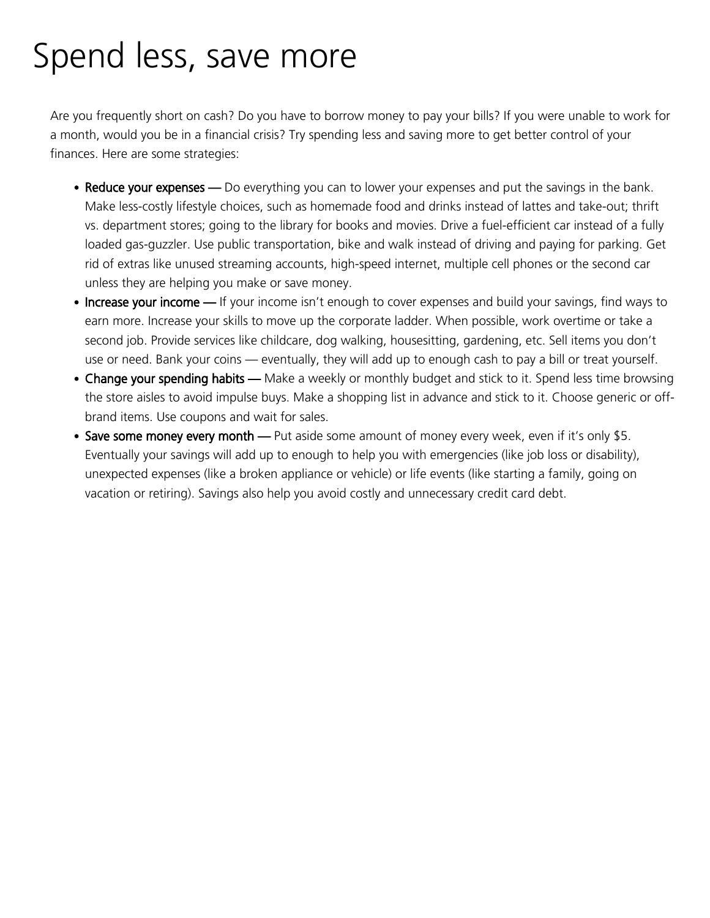# Spend less, save more

Are you frequently short on cash? Do you have to borrow money to pay your bills? If you were unable to work for a month, would you be in a financial crisis? Try spending less and saving more to get better control of your finances. Here are some strategies:

- **Reduce your expenses —** Do everything you can to lower your expenses and put the savings in the bank. Make less-costly lifestyle choices, such as homemade food and drinks instead of lattes and take-out; thrift vs. department stores; going to the library for books and movies. Drive a fuel-efficient car instead of a fully loaded gas-guzzler. Use public transportation, bike and walk instead of driving and paying for parking. Get rid of extras like unused streaming accounts, high-speed internet, multiple cell phones or the second car unless they are helping you make or save money.
- **Increase your income —** If your income isn't enough to cover expenses and build your savings, find ways to earn more. Increase your skills to move up the corporate ladder. When possible, work overtime or take a second job. Provide services like childcare, dog walking, housesitting, gardening, etc. Sell items you don't use or need. Bank your coins — eventually, they will add up to enough cash to pay a bill or treat yourself.
- **Change your spending habits —** Make a weekly or monthly budget and stick to it. Spend less time browsing the store aisles to avoid impulse buys. Make a shopping list in advance and stick to it. Choose generic or off-brand items. Use coupons and wait for sales.
- **Save some money every month —** Put aside some amount of money every week, even if it's only $5. Eventually your savings will add up to enough to help you with emergencies (like job loss or disability), unexpected expenses (like a broken appliance or vehicle) or life events (like starting a family, going on vacation or retiring). Savings also help you avoid costly and unnecessary credit card debt.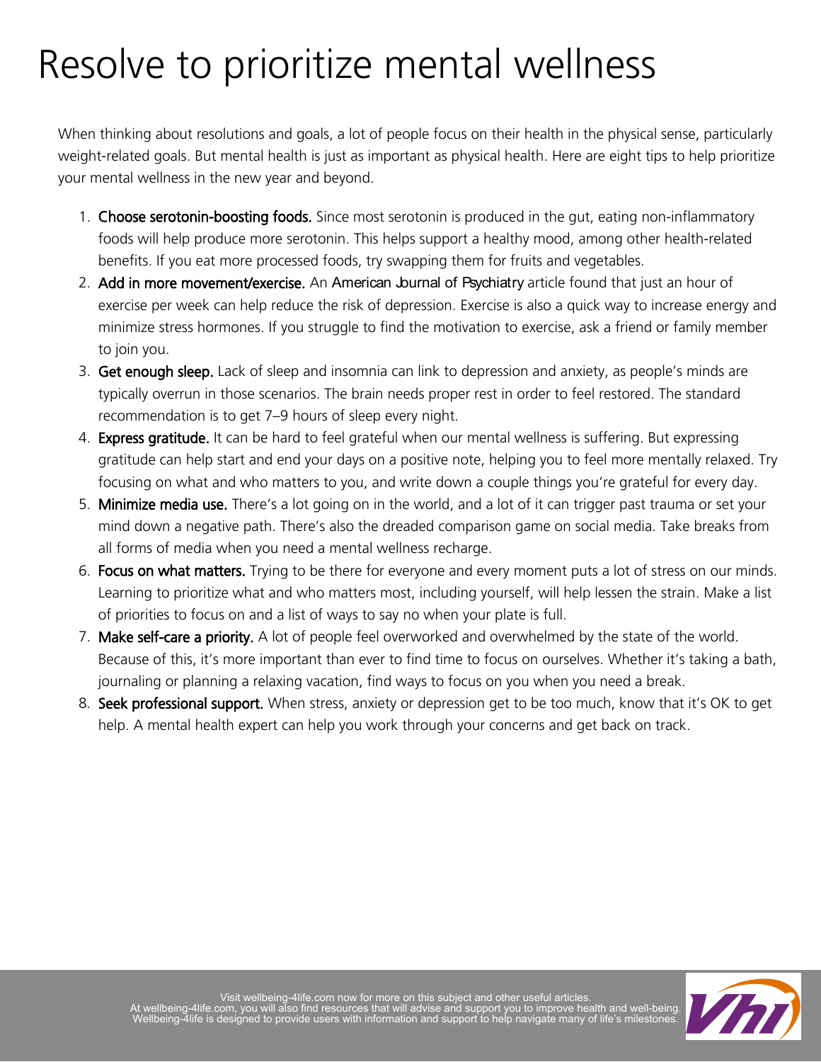# Resolve to prioritize mental wellness

When thinking about resolutions and goals, a lot of people focus on their health in the physical sense, particularly weight-related goals. But mental health is just as important as physical health. Here are eight tips to help prioritize your mental wellness in the new year and beyond.

1. **Choose serotonin-boosting foods.** Since most serotonin is produced in the gut, eating non-inflammatory foods will help produce more serotonin. This helps support a healthy mood, among other health-related benefits. If you eat more processed foods, try swapping them for fruits and vegetables.
2. **Add in more movement/exercise.** An American Journal of Psychiatry article found that just an hour of exercise per week can help reduce the risk of depression. Exercise is also a quick way to increase energy and minimize stress hormones. If you struggle to find the motivation to exercise, ask a friend or family member to join you.
3. **Get enough sleep.** Lack of sleep and insomnia can link to depression and anxiety, as people's minds are typically overrun in those scenarios. The brain needs proper rest in order to feel restored. The standard recommendation is to get 7–9 hours of sleep every night.
4. **Express gratitude.** It can be hard to feel grateful when our mental wellness is suffering. But expressing gratitude can help start and end your days on a positive note, helping you to feel more mentally relaxed. Try focusing on what and who matters to you, and write down a couple things you're grateful for every day.
5. **Minimize media use.** There's a lot going on in the world, and a lot of it can trigger past trauma or set your mind down a negative path. There's also the dreaded comparison game on social media. Take breaks from all forms of media when you need a mental wellness recharge.
6. **Focus on what matters.** Trying to be there for everyone and every moment puts a lot of stress on our minds. Learning to prioritize what and who matters most, including yourself, will help lessen the strain. Make a list of priorities to focus on and a list of ways to say no when your plate is full.
7. **Make self-care a priority.** A lot of people feel overworked and overwhelmed by the state of the world. Because of this, it's more important than ever to find time to focus on ourselves. Whether it's taking a bath, journaling or planning a relaxing vacation, find ways to focus on you when you need a break.
8. **Seek professional support.** When stress, anxiety or depression get to be too much, know that it's OK to get help. A mental health expert can help you work through your concerns and get back on track.

Visit wellbeing-4life.com now for more on this subject and other useful articles.
At wellbeing-4life.com, you will also find resources that will advise and support you to improve health and well-being.
Wellbeing-4life is designed to provide users with information and support to help navigate many of life's milestones.